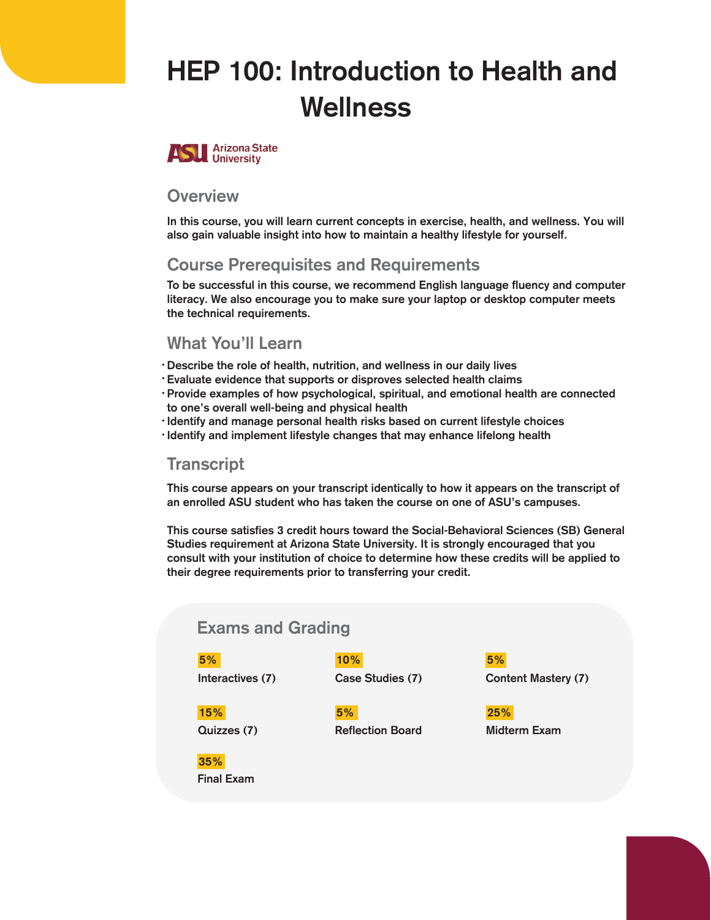# HEP 100: Introduction to Health and Wellness

Arizona State University

## Overview

In this course, you will learn current concepts in exercise, health, and wellness. You will also gain valuable insight into how to maintain a healthy lifestyle for yourself.

## Course Prerequisites and Requirements

To be successful in this course, we recommend English language fluency and computer literacy. We also encourage you to make sure your laptop or desktop computer meets the technical requirements.

## What You'll Learn

- Describe the role of health, nutrition, and wellness in our daily lives
- Evaluate evidence that supports or disproves selected health claims
- Provide examples of how psychological, spiritual, and emotional health are connected to one's overall well-being and physical health
- Identify and manage personal health risks based on current lifestyle choices
- Identify and implement lifestyle changes that may enhance lifelong health

## Transcript

This course appears on your transcript identically to how it appears on the transcript of an enrolled ASU student who has taken the course on one of ASU's campuses.

This course satisfies 3 credit hours toward the Social-Behavioral Sciences (SB) General Studies requirement at Arizona State University. It is strongly encouraged that you consult with your institution of choice to determine how these credits will be applied to their degree requirements prior to transferring your credit.

## Exams and Grading

| Weight | Component |
|---|---|
| 5% | Interactives (7) |
| 10% | Case Studies (7) |
| 5% | Content Mastery (7) |
| 15% | Quizzes (7) |
| 5% | Reflection Board |
| 25% | Midterm Exam |
| 35% | Final Exam |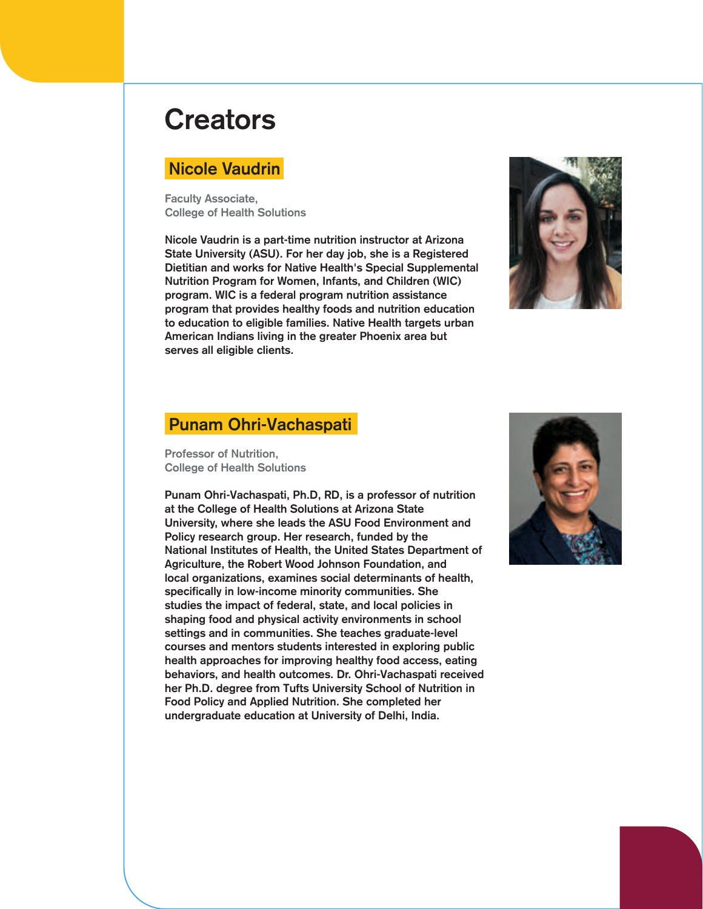# Creators

## Nicole Vaudrin

Faculty Associate,
College of Health Solutions

**Nicole Vaudrin is a part-time nutrition instructor at Arizona State University (ASU). For her day job, she is a Registered Dietitian and works for Native Health's Special Supplemental Nutrition Program for Women, Infants, and Children (WIC) program. WIC is a federal program nutrition assistance program that provides healthy foods and nutrition education to education to eligible families. Native Health targets urban American Indians living in the greater Phoenix area but serves all eligible clients.**

## Punam Ohri-Vachaspati

Professor of Nutrition,
College of Health Solutions

**Punam Ohri-Vachaspati, Ph.D, RD, is a professor of nutrition at the College of Health Solutions at Arizona State University, where she leads the ASU Food Environment and Policy research group. Her research, funded by the National Institutes of Health, the United States Department of Agriculture, the Robert Wood Johnson Foundation, and local organizations, examines social determinants of health, specifically in low-income minority communities. She studies the impact of federal, state, and local policies in shaping food and physical activity environments in school settings and in communities. She teaches graduate-level courses and mentors students interested in exploring public health approaches for improving healthy food access, eating behaviors, and health outcomes. Dr. Ohri-Vachaspati received her Ph.D. degree from Tufts University School of Nutrition in Food Policy and Applied Nutrition. She completed her undergraduate education at University of Delhi, India.**